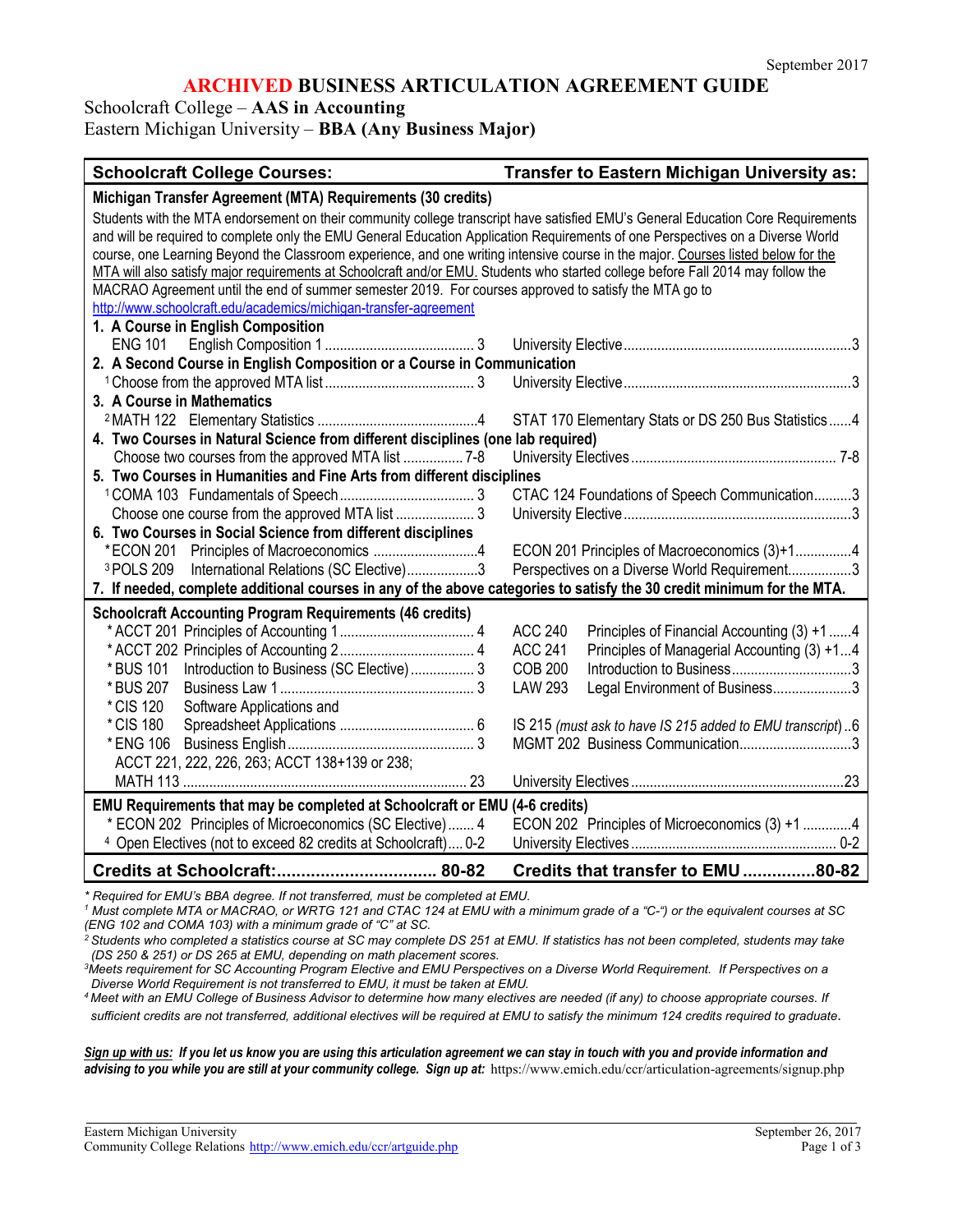September 2017

# ARCHIVED BUSINESS ARTICULATION AGREEMENT GUIDE

Schoolcraft College – **AAS in Accounting**
Eastern Michigan University – **BBA (Any Business Major)**

| Schoolcraft College Courses: | Transfer to Eastern Michigan University as: |
|---|---|
| **Michigan Transfer Agreement (MTA) Requirements (30 credits)** | |
| Students with the MTA endorsement on their community college transcript have satisfied EMU's General Education Core Requirements and will be required to complete only the EMU General Education Application Requirements of one Perspectives on a Diverse World course, one Learning Beyond the Classroom experience, and one writing intensive course in the major. Courses listed below for the MTA will also satisfy major requirements at Schoolcraft and/or EMU. Students who started college before Fall 2014 may follow the MACRAO Agreement until the end of summer semester 2019. For courses approved to satisfy the MTA go to http://www.schoolcraft.edu/academics/michigan-transfer-agreement | |
| **1. A Course in English Composition** | |
| ENG 101 English Composition 1 .... 3 | University Elective .... 3 |
| **2. A Second Course in English Composition or a Course in Communication** | |
| [1] Choose from the approved MTA list .... 3 | University Elective .... 3 |
| **3. A Course in Mathematics** | |
| [2] MATH 122 Elementary Statistics .... 4 | STAT 170 Elementary Stats or DS 250 Bus Statistics .... 4 |
| **4. Two Courses in Natural Science from different disciplines (one lab required)** | |
| Choose two courses from the approved MTA list .... 7-8 | University Electives .... 7-8 |
| **5. Two Courses in Humanities and Fine Arts from different disciplines** | |
| [1] COMA 103 Fundamentals of Speech .... 3 | CTAC 124 Foundations of Speech Communication .... 3 |
| Choose one course from the approved MTA list .... 3 | University Elective .... 3 |
| **6. Two Courses in Social Science from different disciplines** | |
| * ECON 201 Principles of Macroeconomics .... 4 | ECON 201 Principles of Macroeconomics (3)+1 .... 4 |
| [3] POLS 209 International Relations (SC Elective) .... 3 | Perspectives on a Diverse World Requirement .... 3 |
| **7. If needed, complete additional courses in any of the above categories to satisfy the 30 credit minimum for the MTA.** | |
| **Schoolcraft Accounting Program Requirements (46 credits)** | |
| * ACCT 201 Principles of Accounting 1 .... 4 | ACC 240 Principles of Financial Accounting (3) +1 .... 4 |
| * ACCT 202 Principles of Accounting 2 .... 4 | ACC 241 Principles of Managerial Accounting (3) +1 .... 4 |
| * BUS 101 Introduction to Business (SC Elective) .... 3 | COB 200 Introduction to Business .... 3 |
| * BUS 207 Business Law 1 .... 3 | LAW 293 Legal Environment of Business .... 3 |
| * CIS 120 Software Applications and * CIS 180 Spreadsheet Applications .... 6 | IS 215 *(must ask to have IS 215 added to EMU transcript)* .. 6 |
| * ENG 106 Business English .... 3 | MGMT 202 Business Communication .... 3 |
| ACCT 221, 222, 226, 263; ACCT 138+139 or 238; MATH 113 .... 23 | University Electives .... 23 |
| **EMU Requirements that may be completed at Schoolcraft or EMU (4-6 credits)** | |
| * ECON 202 Principles of Microeconomics (SC Elective) .... 4 | ECON 202 Principles of Microeconomics (3) +1 .... 4 |
| [4] Open Electives (not to exceed 82 credits at Schoolcraft) .... 0-2 | University Electives .... 0-2 |
| **Credits at Schoolcraft: .... 80-82** | **Credits that transfer to EMU .... 80-82** |

*\* Required for EMU's BBA degree. If not transferred, must be completed at EMU.*

*[1] Must complete MTA or MACRAO, or WRTG 121 and CTAC 124 at EMU with a minimum grade of a "C-") or the equivalent courses at SC (ENG 102 and COMA 103) with a minimum grade of "C" at SC.*

*[2] Students who completed a statistics course at SC may complete DS 251 at EMU. If statistics has not been completed, students may take (DS 250 & 251) or DS 265 at EMU, depending on math placement scores.*

*[3] Meets requirement for SC Accounting Program Elective and EMU Perspectives on a Diverse World Requirement. If Perspectives on a Diverse World Requirement is not transferred to EMU, it must be taken at EMU.*

*[4] Meet with an EMU College of Business Advisor to determine how many electives are needed (if any) to choose appropriate courses. If sufficient credits are not transferred, additional electives will be required at EMU to satisfy the minimum 124 credits required to graduate.*

***Sign up with us:** If you let us know you are using this articulation agreement we can stay in touch with you and provide information and advising to you while you are still at your community college. Sign up at:* https://www.emich.edu/ccr/articulation-agreements/signup.php

Eastern Michigan University
Community College Relations http://www.emich.edu/ccr/artguide.php

September 26, 2017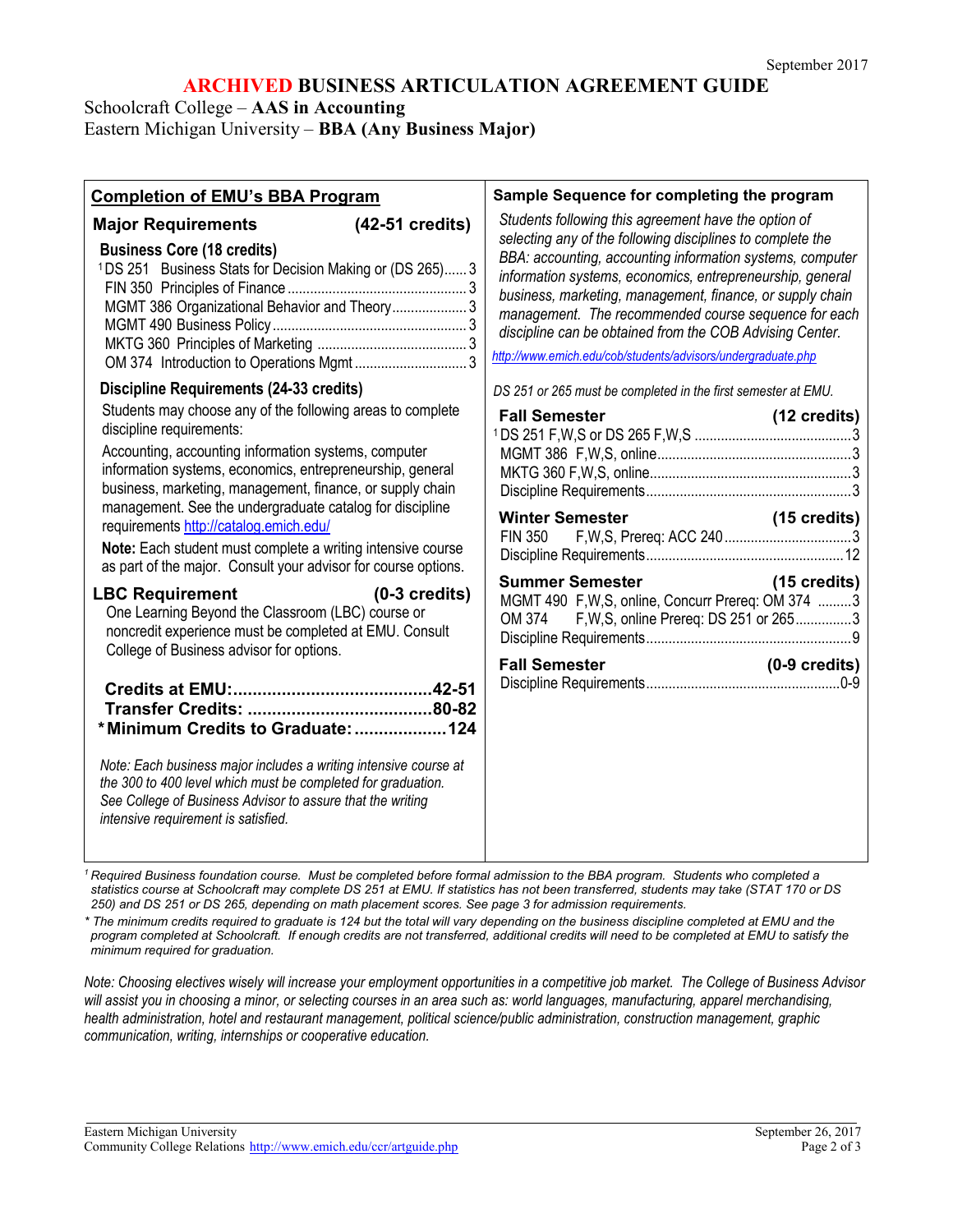September 2017

# ARCHIVED BUSINESS ARTICULATION AGREEMENT GUIDE

Schoolcraft College – **AAS in Accounting**
Eastern Michigan University – **BBA (Any Business Major)**

## Completion of EMU's BBA Program

### Major Requirements (42-51 credits)

**Business Core (18 credits)**

| Course | Credits |
|---|---|
| [1]DS 251 Business Stats for Decision Making or (DS 265) | 3 |
| FIN 350 Principles of Finance | 3 |
| MGMT 386 Organizational Behavior and Theory | 3 |
| MGMT 490 Business Policy | 3 |
| MKTG 360 Principles of Marketing | 3 |
| OM 374 Introduction to Operations Mgmt | 3 |

**Discipline Requirements (24-33 credits)**

Students may choose any of the following areas to complete discipline requirements:

Accounting, accounting information systems, computer information systems, economics, entrepreneurship, general business, marketing, management, finance, or supply chain management. See the undergraduate catalog for discipline requirements http://catalog.emich.edu/

**Note:** Each student must complete a writing intensive course as part of the major. Consult your advisor for course options.

### LBC Requirement (0-3 credits)

One Learning Beyond the Classroom (LBC) course or noncredit experience must be completed at EMU. Consult College of Business advisor for options.

**Credits at EMU:........................................42-51**
**Transfer Credits: ......................................80-82**
***Minimum Credits to Graduate:...................124**

*Note: Each business major includes a writing intensive course at the 300 to 400 level which must be completed for graduation. See College of Business Advisor to assure that the writing intensive requirement is satisfied.*

## Sample Sequence for completing the program

*Students following this agreement have the option of selecting any of the following disciplines to complete the BBA: accounting, accounting information systems, computer information systems, economics, entrepreneurship, general business, marketing, management, finance, or supply chain management. The recommended course sequence for each discipline can be obtained from the COB Advising Center.*

*http://www.emich.edu/cob/students/advisors/undergraduate.php*

*DS 251 or 265 must be completed in the first semester at EMU.*

**Fall Semester (12 credits)**

| Course | Credits |
|---|---|
| [1]DS 251 F,W,S or DS 265 F,W,S | 3 |
| MGMT 386 F,W,S, online | 3 |
| MKTG 360 F,W,S, online | 3 |
| Discipline Requirements | 3 |

**Winter Semester (15 credits)**

| Course | Credits |
|---|---|
| FIN 350 F,W,S, Prereq: ACC 240 | 3 |
| Discipline Requirements | 12 |

**Summer Semester (15 credits)**

| Course | Credits |
|---|---|
| MGMT 490 F,W,S, online, Concurr Prereq: OM 374 | 3 |
| OM 374 F,W,S, online Prereq: DS 251 or 265 | 3 |
| Discipline Requirements | 9 |

**Fall Semester (0-9 credits)**

| Course | Credits |
|---|---|
| Discipline Requirements | 0-9 |

---

*[1] Required Business foundation course. Must be completed before formal admission to the BBA program. Students who completed a statistics course at Schoolcraft may complete DS 251 at EMU. If statistics has not been transferred, students may take (STAT 170 or DS 250) and DS 251 or DS 265, depending on math placement scores. See page 3 for admission requirements.*

*\* The minimum credits required to graduate is 124 but the total will vary depending on the business discipline completed at EMU and the program completed at Schoolcraft. If enough credits are not transferred, additional credits will need to be completed at EMU to satisfy the minimum required for graduation.*

*Note: Choosing electives wisely will increase your employment opportunities in a competitive job market. The College of Business Advisor will assist you in choosing a minor, or selecting courses in an area such as: world languages, manufacturing, apparel merchandising, health administration, hotel and restaurant management, political science/public administration, construction management, graphic communication, writing, internships or cooperative education.*

Eastern Michigan University
Community College Relations http://www.emich.edu/ccr/artguide.php

September 26, 2017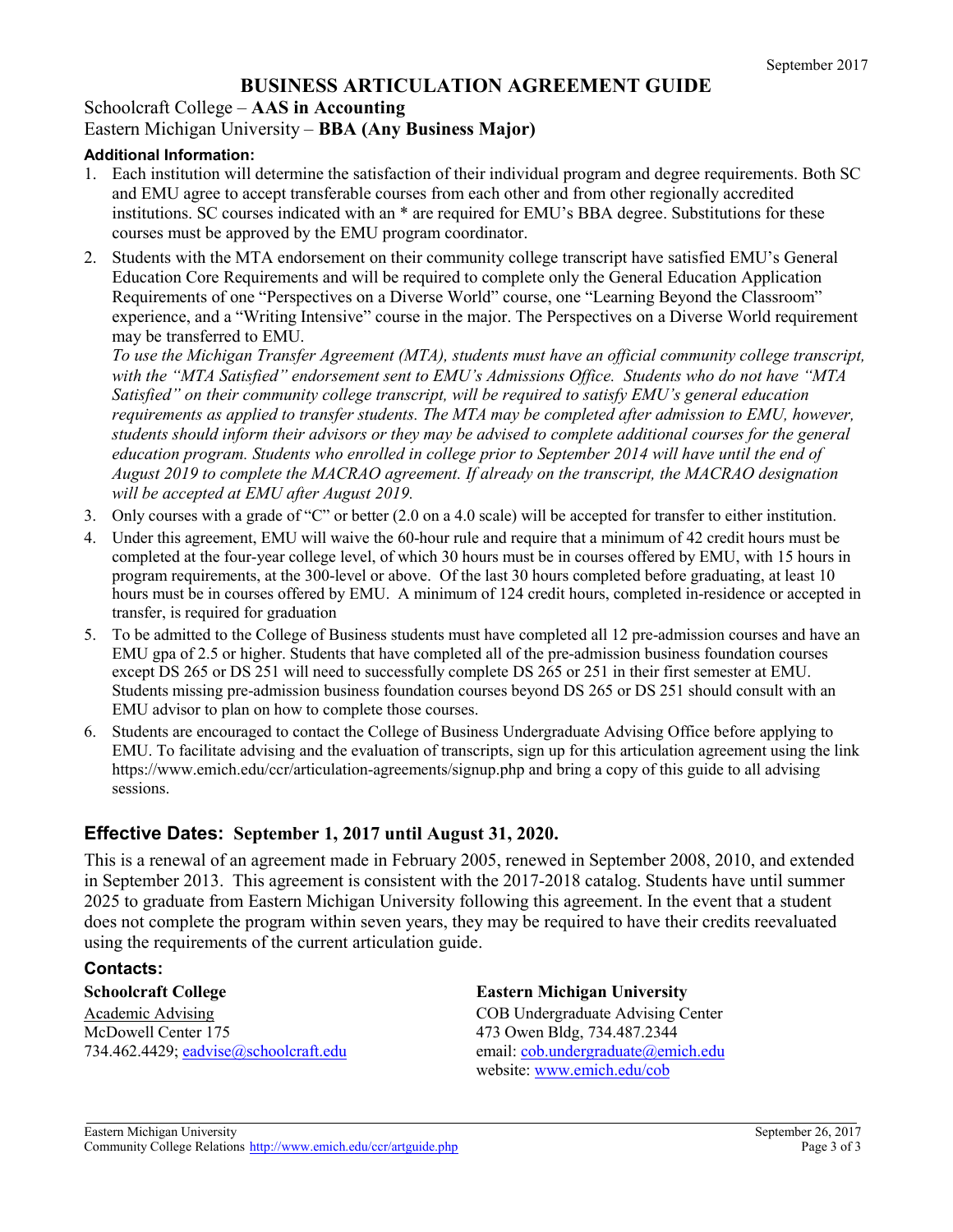September 2017

# BUSINESS ARTICULATION AGREEMENT GUIDE

Schoolcraft College – **AAS in Accounting**
Eastern Michigan University – **BBA (Any Business Major)**

**Additional Information:**

1. Each institution will determine the satisfaction of their individual program and degree requirements. Both SC and EMU agree to accept transferable courses from each other and from other regionally accredited institutions. SC courses indicated with an * are required for EMU's BBA degree. Substitutions for these courses must be approved by the EMU program coordinator.
2. Students with the MTA endorsement on their community college transcript have satisfied EMU's General Education Core Requirements and will be required to complete only the General Education Application Requirements of one "Perspectives on a Diverse World" course, one "Learning Beyond the Classroom" experience, and a "Writing Intensive" course in the major. The Perspectives on a Diverse World requirement may be transferred to EMU.
   *To use the Michigan Transfer Agreement (MTA), students must have an official community college transcript, with the "MTA Satisfied" endorsement sent to EMU's Admissions Office. Students who do not have "MTA Satisfied" on their community college transcript, will be required to satisfy EMU's general education requirements as applied to transfer students. The MTA may be completed after admission to EMU, however, students should inform their advisors or they may be advised to complete additional courses for the general education program. Students who enrolled in college prior to September 2014 will have until the end of August 2019 to complete the MACRAO agreement. If already on the transcript, the MACRAO designation will be accepted at EMU after August 2019.*
3. Only courses with a grade of "C" or better (2.0 on a 4.0 scale) will be accepted for transfer to either institution.
4. Under this agreement, EMU will waive the 60-hour rule and require that a minimum of 42 credit hours must be completed at the four-year college level, of which 30 hours must be in courses offered by EMU, with 15 hours in program requirements, at the 300-level or above. Of the last 30 hours completed before graduating, at least 10 hours must be in courses offered by EMU. A minimum of 124 credit hours, completed in-residence or accepted in transfer, is required for graduation
5. To be admitted to the College of Business students must have completed all 12 pre-admission courses and have an EMU gpa of 2.5 or higher. Students that have completed all of the pre-admission business foundation courses except DS 265 or DS 251 will need to successfully complete DS 265 or 251 in their first semester at EMU. Students missing pre-admission business foundation courses beyond DS 265 or DS 251 should consult with an EMU advisor to plan on how to complete those courses.
6. Students are encouraged to contact the College of Business Undergraduate Advising Office before applying to EMU. To facilitate advising and the evaluation of transcripts, sign up for this articulation agreement using the link https://www.emich.edu/ccr/articulation-agreements/signup.php and bring a copy of this guide to all advising sessions.

## Effective Dates: September 1, 2017 until August 31, 2020.

This is a renewal of an agreement made in February 2005, renewed in September 2008, 2010, and extended in September 2013. This agreement is consistent with the 2017-2018 catalog. Students have until summer 2025 to graduate from Eastern Michigan University following this agreement. In the event that a student does not complete the program within seven years, they may be required to have their credits reevaluated using the requirements of the current articulation guide.

## Contacts:

**Schoolcraft College**
Academic Advising
McDowell Center 175
734.462.4429; eadvise@schoolcraft.edu

**Eastern Michigan University**
COB Undergraduate Advising Center
473 Owen Bldg, 734.487.2344
email: cob.undergraduate@emich.edu
website: www.emich.edu/cob

Eastern Michigan University
Community College Relations http://www.emich.edu/ccr/artguide.php
September 26, 2017